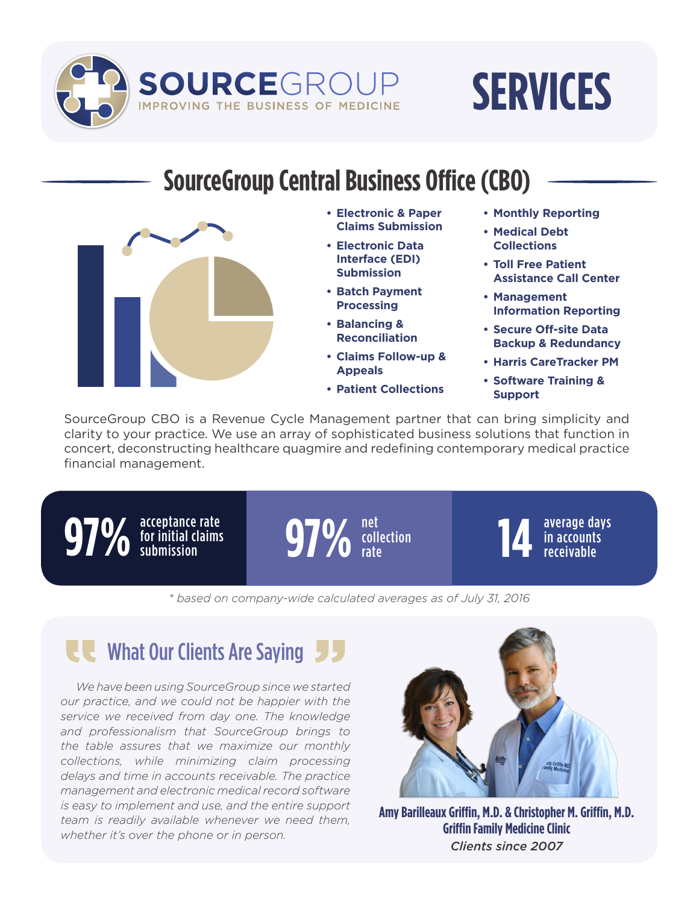# SOURCEGROUP

IMPROVING THE BUSINESS OF MEDICINE

# SERVICES

## SourceGroup Central Business Office (CBO)

- **Electronic & Paper Claims Submission**
- **Electronic Data Interface (EDI) Submission**
- **Batch Payment Processing**
- **Balancing & Reconciliation**
- **Claims Follow-up & Appeals**
- **Patient Collections**
- **Monthly Reporting**
- **Medical Debt Collections**
- **Toll Free Patient Assistance Call Center**
- **Management Information Reporting**
- **Secure Off-site Data Backup & Redundancy**
- **Harris CareTracker PM**
- **Software Training & Support**

SourceGroup CBO is a Revenue Cycle Management partner that can bring simplicity and clarity to your practice. We use an array of sophisticated business solutions that function in concert, deconstructing healthcare quagmire and redefining contemporary medical practice financial management.

**97%** acceptance rate for initial claims submission

**97%** net collection rate

**14** average days in accounts receivable

*\* based on company-wide calculated averages as of July 31, 2016*

## What Our Clients Are Saying

*We have been using SourceGroup since we started our practice, and we could not be happier with the service we received from day one. The knowledge and professionalism that SourceGroup brings to the table assures that we maximize our monthly collections, while minimizing claim processing delays and time in accounts receivable. The practice management and electronic medical record software is easy to implement and use, and the entire support team is readily available whenever we need them, whether it's over the phone or in person.*

**Amy Barilleaux Griffin, M.D. & Christopher M. Griffin, M.D.**
**Griffin Family Medicine Clinic**
*Clients since 2007*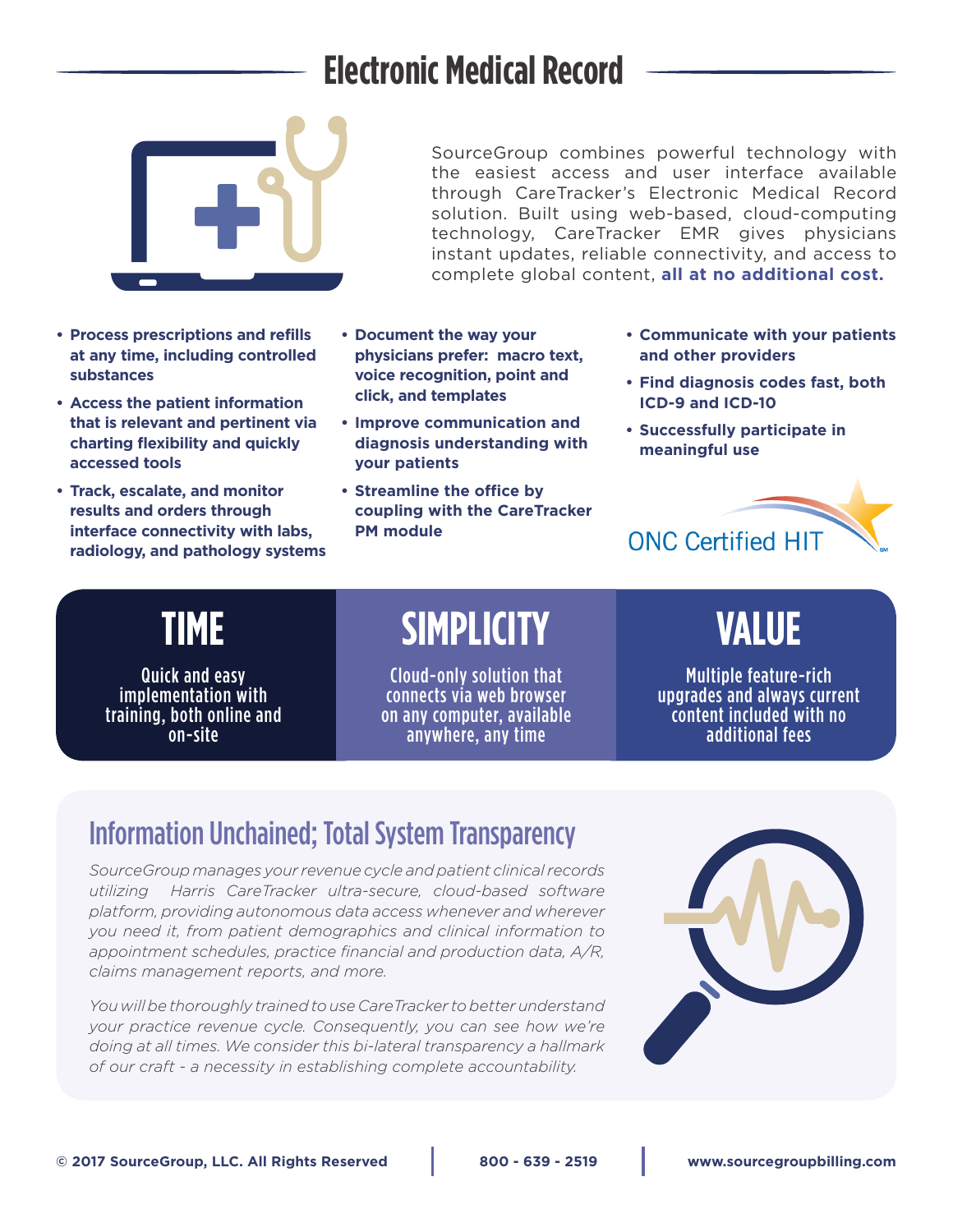# Electronic Medical Record

SourceGroup combines powerful technology with the easiest access and user interface available through CareTracker's Electronic Medical Record solution. Built using web-based, cloud-computing technology, CareTracker EMR gives physicians instant updates, reliable connectivity, and access to complete global content, **all at no additional cost.**

- **Process prescriptions and refills at any time, including controlled substances**
- **Access the patient information that is relevant and pertinent via charting flexibility and quickly accessed tools**
- **Track, escalate, and monitor results and orders through interface connectivity with labs, radiology, and pathology systems**
- **Document the way your physicians prefer: macro text, voice recognition, point and click, and templates**
- **Improve communication and diagnosis understanding with your patients**
- **Streamline the office by coupling with the CareTracker PM module**
- **Communicate with your patients and other providers**
- **Find diagnosis codes fast, both ICD-9 and ICD-10**
- **Successfully participate in meaningful use**

ONC Certified HIT

## TIME

Quick and easy implementation with training, both online and on-site

## SIMPLICITY

Cloud-only solution that connects via web browser on any computer, available anywhere, any time

## VALUE

Multiple feature-rich upgrades and always current content included with no additional fees

## Information Unchained; Total System Transparency

*SourceGroup manages your revenue cycle and patient clinical records utilizing Harris CareTracker ultra-secure, cloud-based software platform, providing autonomous data access whenever and wherever you need it, from patient demographics and clinical information to appointment schedules, practice financial and production data, A/R, claims management reports, and more.*

*You will be thoroughly trained to use CareTracker to better understand your practice revenue cycle. Consequently, you can see how we're doing at all times. We consider this bi-lateral transparency a hallmark of our craft - a necessity in establishing complete accountability.*

© 2017 SourceGroup, LLC. All Rights Reserved | 800 - 639 - 2519 | www.sourcegroupbilling.com